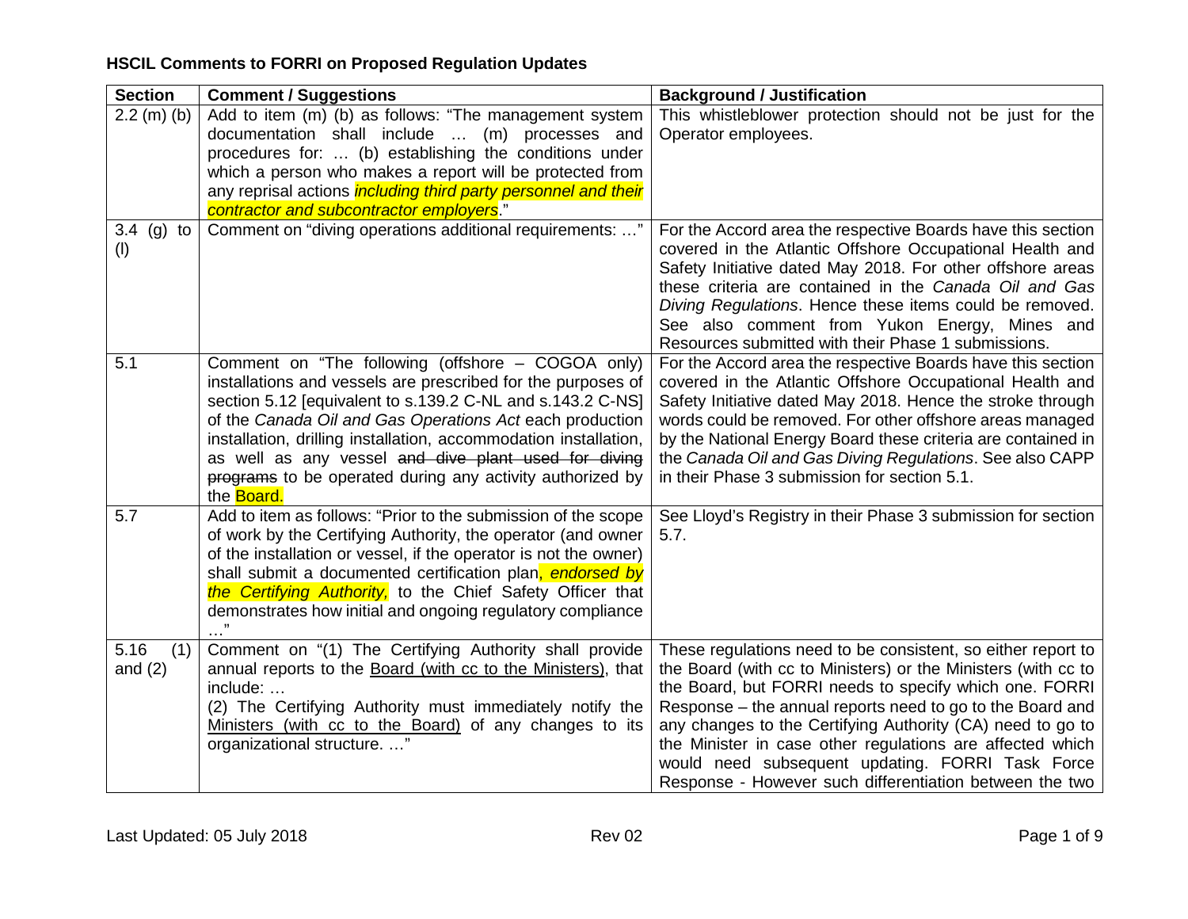**HSCIL Comments to FORRI on Proposed Regulation Updates**

| Section | Comment / Suggestions | Background / Justification |
|---|---|---|
| 2.2 (m) (b) | Add to item (m) (b) as follows: "The management system documentation shall include … (m) processes and procedures for: … (b) establishing the conditions under which a person who makes a report will be protected from any reprisal actions *including third party personnel and their contractor and subcontractor employers*." | This whistleblower protection should not be just for the Operator employees. |
| 3.4 (g) to (l) | Comment on "diving operations additional requirements: …" | For the Accord area the respective Boards have this section covered in the Atlantic Offshore Occupational Health and Safety Initiative dated May 2018. For other offshore areas these criteria are contained in the *Canada Oil and Gas Diving Regulations*. Hence these items could be removed. See also comment from Yukon Energy, Mines and Resources submitted with their Phase 1 submissions. |
| 5.1 | Comment on "The following (offshore – COGOA only) installations and vessels are prescribed for the purposes of section 5.12 [equivalent to s.139.2 C-NL and s.143.2 C-NS] of the *Canada Oil and Gas Operations Act* each production installation, drilling installation, accommodation installation, as well as any vessel ~~and dive plant used for diving programs~~ to be operated during any activity authorized by the Board. | For the Accord area the respective Boards have this section covered in the Atlantic Offshore Occupational Health and Safety Initiative dated May 2018. Hence the stroke through words could be removed. For other offshore areas managed by the National Energy Board these criteria are contained in the *Canada Oil and Gas Diving Regulations*. See also CAPP in their Phase 3 submission for section 5.1. |
| 5.7 | Add to item as follows: "Prior to the submission of the scope of work by the Certifying Authority, the operator (and owner of the installation or vessel, if the operator is not the owner) shall submit a documented certification plan*, endorsed by the Certifying Authority,* to the Chief Safety Officer that demonstrates how initial and ongoing regulatory compliance …" | See Lloyd's Registry in their Phase 3 submission for section 5.7. |
| 5.16 (1) and (2) | Comment on "(1) The Certifying Authority shall provide annual reports to the Board (with cc to the Ministers), that include: … (2) The Certifying Authority must immediately notify the Ministers (with cc to the Board) of any changes to its organizational structure. …" | These regulations need to be consistent, so either report to the Board (with cc to Ministers) or the Ministers (with cc to the Board, but FORRI needs to specify which one. FORRI Response – the annual reports need to go to the Board and any changes to the Certifying Authority (CA) need to go to the Minister in case other regulations are affected which would need subsequent updating. FORRI Task Force Response - However such differentiation between the two |

Last Updated: 05 July 2018 Rev 02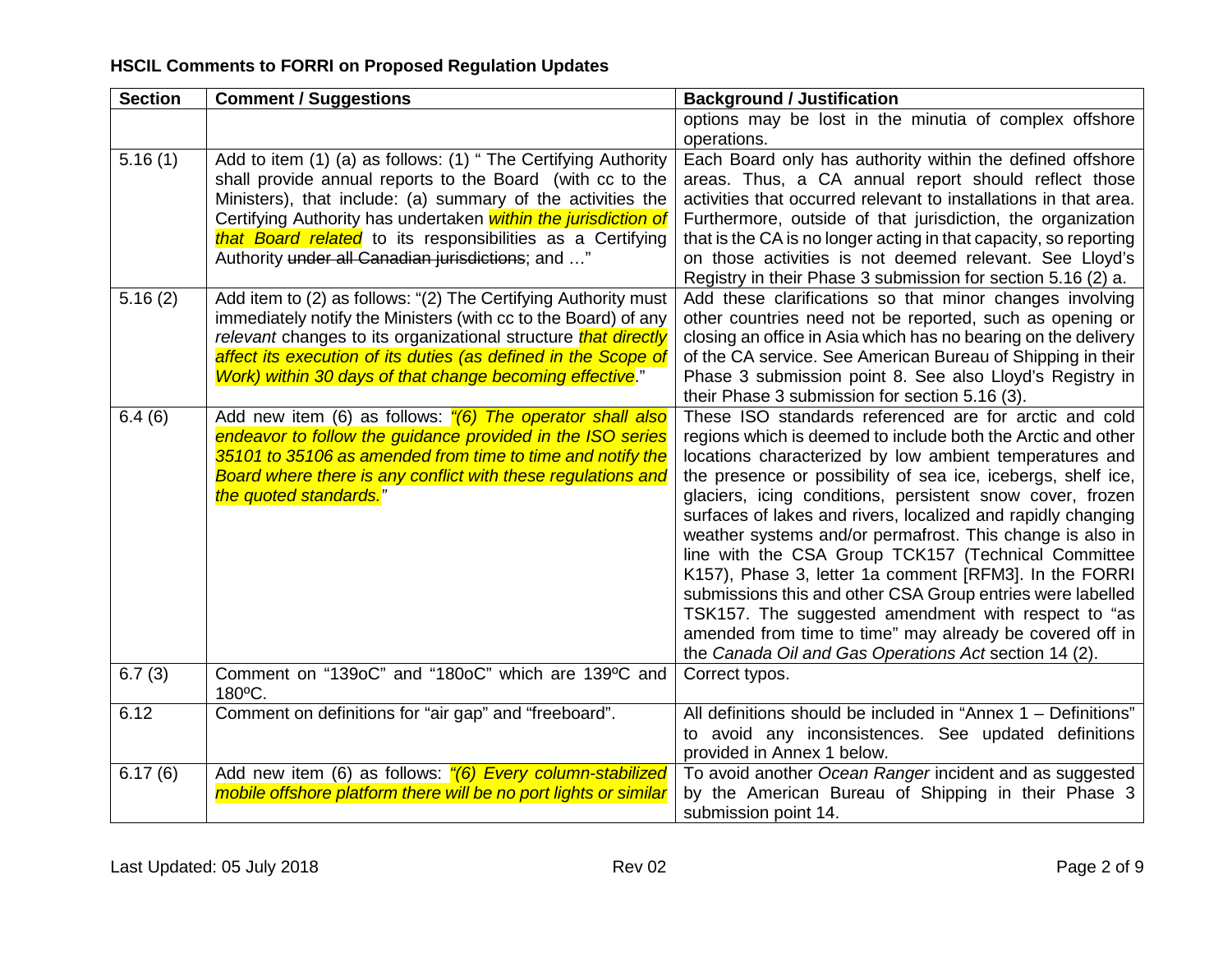## HSCIL Comments to FORRI on Proposed Regulation Updates

| Section | Comment / Suggestions | Background / Justification |
|---|---|---|
| | | options may be lost in the minutia of complex offshore operations. |
| 5.16 (1) | Add to item (1) (a) as follows: (1) " The Certifying Authority shall provide annual reports to the Board (with cc to the Ministers), that include: (a) summary of the activities the Certifying Authority has undertaken *within the jurisdiction of that Board related* to its responsibilities as a Certifying Authority ~~under all Canadian jurisdictions~~; and …" | Each Board only has authority within the defined offshore areas. Thus, a CA annual report should reflect those activities that occurred relevant to installations in that area. Furthermore, outside of that jurisdiction, the organization that is the CA is no longer acting in that capacity, so reporting on those activities is not deemed relevant. See Lloyd's Registry in their Phase 3 submission for section 5.16 (2) a. |
| 5.16 (2) | Add item to (2) as follows: "(2) The Certifying Authority must immediately notify the Ministers (with cc to the Board) of any *relevant* changes to its organizational structure *that directly affect its execution of its duties (as defined in the Scope of Work) within 30 days of that change becoming effective*." | Add these clarifications so that minor changes involving other countries need not be reported, such as opening or closing an office in Asia which has no bearing on the delivery of the CA service. See American Bureau of Shipping in their Phase 3 submission point 8. See also Lloyd's Registry in their Phase 3 submission for section 5.16 (3). |
| 6.4 (6) | Add new item (6) as follows: *"(6) The operator shall also endeavor to follow the guidance provided in the ISO series 35101 to 35106 as amended from time to time and notify the Board where there is any conflict with these regulations and the quoted standards."* | These ISO standards referenced are for arctic and cold regions which is deemed to include both the Arctic and other locations characterized by low ambient temperatures and the presence or possibility of sea ice, icebergs, shelf ice, glaciers, icing conditions, persistent snow cover, frozen surfaces of lakes and rivers, localized and rapidly changing weather systems and/or permafrost. This change is also in line with the CSA Group TCK157 (Technical Committee K157), Phase 3, letter 1a comment [RFM3]. In the FORRI submissions this and other CSA Group entries were labelled TSK157. The suggested amendment with respect to "as amended from time to time" may already be covered off in the *Canada Oil and Gas Operations Act* section 14 (2). |
| 6.7 (3) | Comment on "139oC" and "180oC" which are 139ºC and 180ºC. | Correct typos. |
| 6.12 | Comment on definitions for "air gap" and "freeboard". | All definitions should be included in "Annex 1 – Definitions" to avoid any inconsistences. See updated definitions provided in Annex 1 below. |
| 6.17 (6) | Add new item (6) as follows: *"(6) Every column-stabilized mobile offshore platform there will be no port lights or similar* | To avoid another *Ocean Ranger* incident and as suggested by the American Bureau of Shipping in their Phase 3 submission point 14. |

Last Updated: 05 July 2018 | Rev 02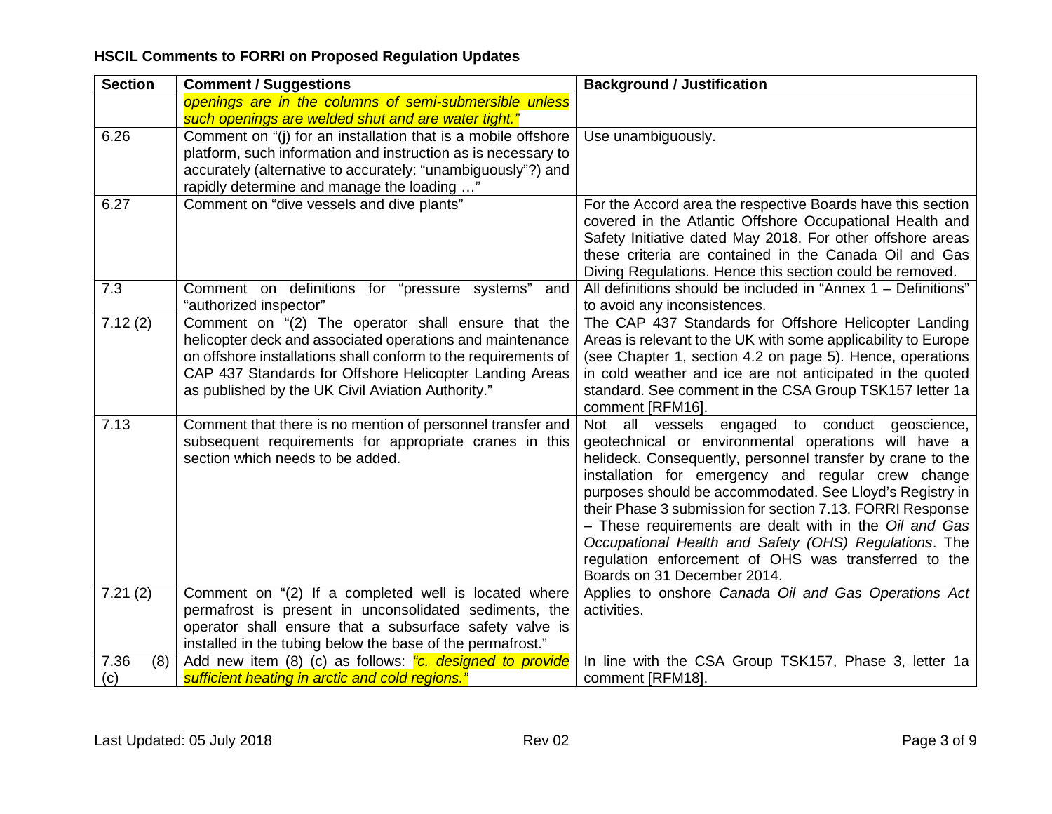## HSCIL Comments to FORRI on Proposed Regulation Updates

| Section | Comment / Suggestions | Background / Justification |
| --- | --- | --- |
| | *openings are in the columns of semi-submersible unless such openings are welded shut and are water tight."* | |
| 6.26 | Comment on "(j) for an installation that is a mobile offshore platform, such information and instruction as is necessary to accurately (alternative to accurately: "unambiguously"?) and rapidly determine and manage the loading …" | Use unambiguously. |
| 6.27 | Comment on "dive vessels and dive plants" | For the Accord area the respective Boards have this section covered in the Atlantic Offshore Occupational Health and Safety Initiative dated May 2018. For other offshore areas these criteria are contained in the Canada Oil and Gas Diving Regulations. Hence this section could be removed. |
| 7.3 | Comment on definitions for "pressure systems" and "authorized inspector" | All definitions should be included in "Annex 1 – Definitions" to avoid any inconsistences. |
| 7.12 (2) | Comment on "(2) The operator shall ensure that the helicopter deck and associated operations and maintenance on offshore installations shall conform to the requirements of CAP 437 Standards for Offshore Helicopter Landing Areas as published by the UK Civil Aviation Authority." | The CAP 437 Standards for Offshore Helicopter Landing Areas is relevant to the UK with some applicability to Europe (see Chapter 1, section 4.2 on page 5). Hence, operations in cold weather and ice are not anticipated in the quoted standard. See comment in the CSA Group TSK157 letter 1a comment [RFM16]. |
| 7.13 | Comment that there is no mention of personnel transfer and subsequent requirements for appropriate cranes in this section which needs to be added. | Not all vessels engaged to conduct geoscience, geotechnical or environmental operations will have a helideck. Consequently, personnel transfer by crane to the installation for emergency and regular crew change purposes should be accommodated. See Lloyd's Registry in their Phase 3 submission for section 7.13. FORRI Response – These requirements are dealt with in the *Oil and Gas Occupational Health and Safety (OHS) Regulations*. The regulation enforcement of OHS was transferred to the Boards on 31 December 2014. |
| 7.21 (2) | Comment on "(2) If a completed well is located where permafrost is present in unconsolidated sediments, the operator shall ensure that a subsurface safety valve is installed in the tubing below the base of the permafrost." | Applies to onshore *Canada Oil and Gas Operations Act* activities. |
| 7.36 (8) (c) | Add new item (8) (c) as follows: *"c. designed to provide sufficient heating in arctic and cold regions."* | In line with the CSA Group TSK157, Phase 3, letter 1a comment [RFM18]. |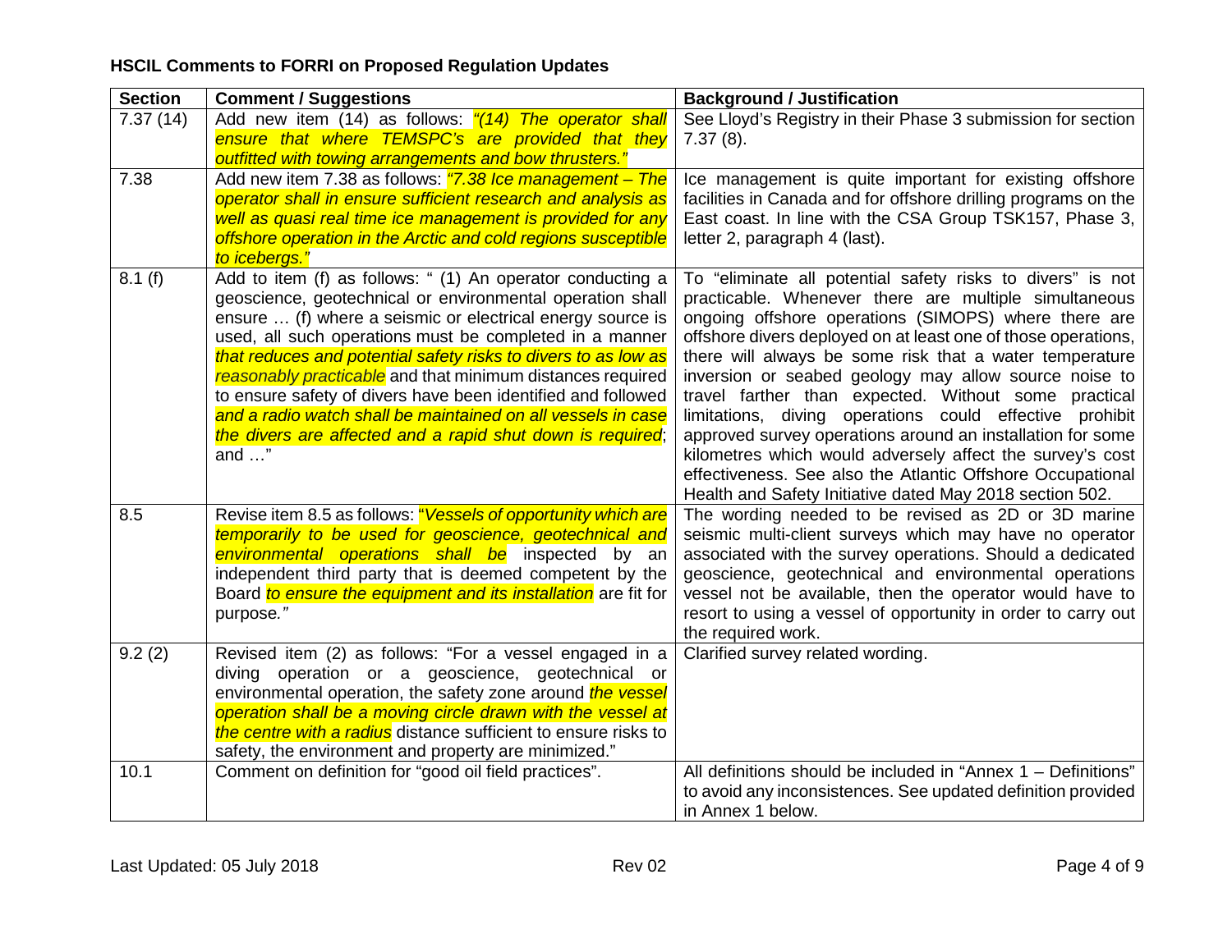**HSCIL Comments to FORRI on Proposed Regulation Updates**

| Section | Comment / Suggestions | Background / Justification |
| --- | --- | --- |
| 7.37 (14) | Add new item (14) as follows: *"(14) The operator shall ensure that where TEMSPC's are provided that they outfitted with towing arrangements and bow thrusters."* | See Lloyd's Registry in their Phase 3 submission for section 7.37 (8). |
| 7.38 | Add new item 7.38 as follows: *"7.38 Ice management – The operator shall in ensure sufficient research and analysis as well as quasi real time ice management is provided for any offshore operation in the Arctic and cold regions susceptible to icebergs."* | Ice management is quite important for existing offshore facilities in Canada and for offshore drilling programs on the East coast. In line with the CSA Group TSK157, Phase 3, letter 2, paragraph 4 (last). |
| 8.1 (f) | Add to item (f) as follows: " (1) An operator conducting a geoscience, geotechnical or environmental operation shall ensure … (f) where a seismic or electrical energy source is used, all such operations must be completed in a manner *that reduces and potential safety risks to divers to as low as reasonably practicable* and that minimum distances required to ensure safety of divers have been identified and followed *and a radio watch shall be maintained on all vessels in case the divers are affected and a rapid shut down is required*; and …" | To "eliminate all potential safety risks to divers" is not practicable. Whenever there are multiple simultaneous ongoing offshore operations (SIMOPS) where there are offshore divers deployed on at least one of those operations, there will always be some risk that a water temperature inversion or seabed geology may allow source noise to travel farther than expected. Without some practical limitations, diving operations could effective prohibit approved survey operations around an installation for some kilometres which would adversely affect the survey's cost effectiveness. See also the Atlantic Offshore Occupational Health and Safety Initiative dated May 2018 section 502. |
| 8.5 | Revise item 8.5 as follows: "*Vessels of opportunity which are temporarily to be used for geoscience, geotechnical and environmental operations shall be* inspected by an independent third party that is deemed competent by the Board *to ensure the equipment and its installation* are fit for purpose.*"* | The wording needed to be revised as 2D or 3D marine seismic multi-client surveys which may have no operator associated with the survey operations. Should a dedicated geoscience, geotechnical and environmental operations vessel not be available, then the operator would have to resort to using a vessel of opportunity in order to carry out the required work. |
| 9.2 (2) | Revised item (2) as follows: "For a vessel engaged in a diving operation or a geoscience, geotechnical or environmental operation, the safety zone around *the vessel operation shall be a moving circle drawn with the vessel at the centre with a radius* distance sufficient to ensure risks to safety, the environment and property are minimized." | Clarified survey related wording. |
| 10.1 | Comment on definition for "good oil field practices". | All definitions should be included in "Annex 1 – Definitions" to avoid any inconsistences. See updated definition provided in Annex 1 below. |

Last Updated: 05 July 2018 | Rev 02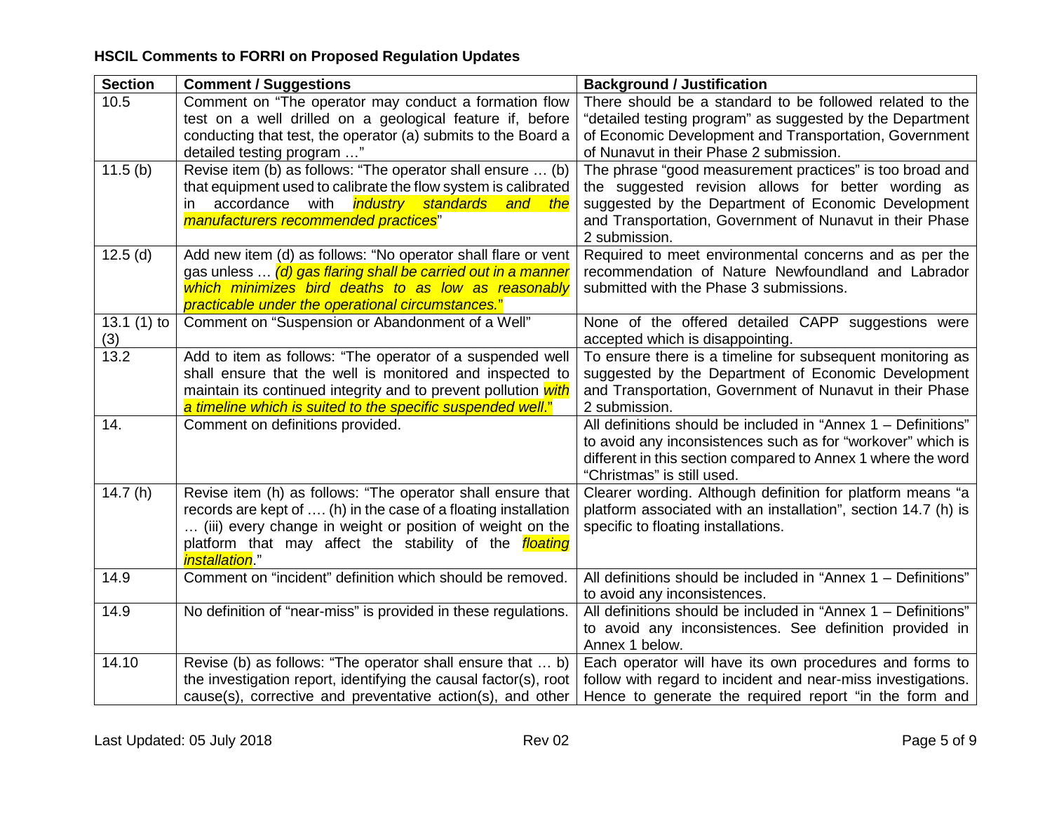**HSCIL Comments to FORRI on Proposed Regulation Updates**

| Section | Comment / Suggestions | Background / Justification |
|---|---|---|
| 10.5 | Comment on "The operator may conduct a formation flow test on a well drilled on a geological feature if, before conducting that test, the operator (a) submits to the Board a detailed testing program …" | There should be a standard to be followed related to the "detailed testing program" as suggested by the Department of Economic Development and Transportation, Government of Nunavut in their Phase 2 submission. |
| 11.5 (b) | Revise item (b) as follows: "The operator shall ensure … (b) that equipment used to calibrate the flow system is calibrated in accordance with *industry standards and the manufacturers recommended practices*" | The phrase "good measurement practices" is too broad and the suggested revision allows for better wording as suggested by the Department of Economic Development and Transportation, Government of Nunavut in their Phase 2 submission. |
| 12.5 (d) | Add new item (d) as follows: "No operator shall flare or vent gas unless … *(d) gas flaring shall be carried out in a manner which minimizes bird deaths to as low as reasonably practicable under the operational circumstances.*" | Required to meet environmental concerns and as per the recommendation of Nature Newfoundland and Labrador submitted with the Phase 3 submissions. |
| 13.1 (1) to (3) | Comment on "Suspension or Abandonment of a Well" | None of the offered detailed CAPP suggestions were accepted which is disappointing. |
| 13.2 | Add to item as follows: "The operator of a suspended well shall ensure that the well is monitored and inspected to maintain its continued integrity and to prevent pollution *with a timeline which is suited to the specific suspended well*." | To ensure there is a timeline for subsequent monitoring as suggested by the Department of Economic Development and Transportation, Government of Nunavut in their Phase 2 submission. |
| 14. | Comment on definitions provided. | All definitions should be included in "Annex 1 – Definitions" to avoid any inconsistences such as for "workover" which is different in this section compared to Annex 1 where the word "Christmas" is still used. |
| 14.7 (h) | Revise item (h) as follows: "The operator shall ensure that records are kept of …. (h) in the case of a floating installation … (iii) every change in weight or position of weight on the platform that may affect the stability of the *floating installation*." | Clearer wording. Although definition for platform means "a platform associated with an installation", section 14.7 (h) is specific to floating installations. |
| 14.9 | Comment on "incident" definition which should be removed. | All definitions should be included in "Annex 1 – Definitions" to avoid any inconsistences. |
| 14.9 | No definition of "near-miss" is provided in these regulations. | All definitions should be included in "Annex 1 – Definitions" to avoid any inconsistences. See definition provided in Annex 1 below. |
| 14.10 | Revise (b) as follows: "The operator shall ensure that … b) the investigation report, identifying the causal factor(s), root cause(s), corrective and preventative action(s), and other | Each operator will have its own procedures and forms to follow with regard to incident and near-miss investigations. Hence to generate the required report "in the form and |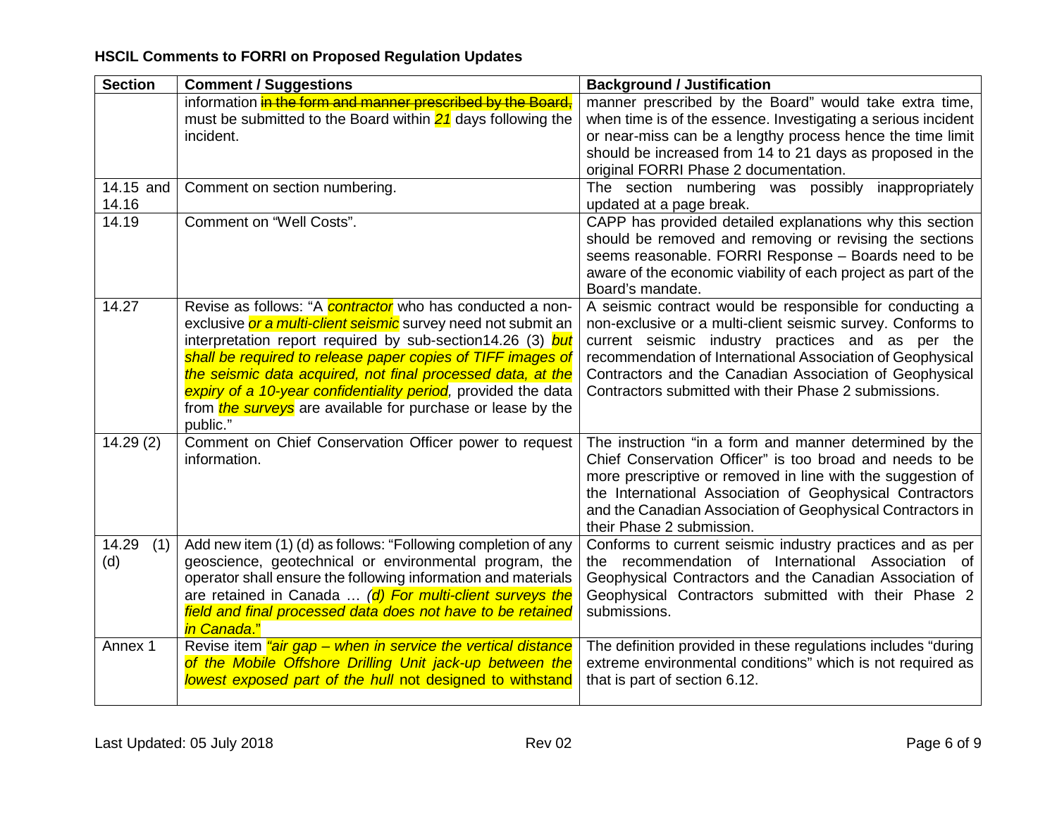**HSCIL Comments to FORRI on Proposed Regulation Updates**

| Section | Comment / Suggestions | Background / Justification |
|---|---|---|
| | information ~~in the form and manner prescribed by the Board,~~ must be submitted to the Board within ***21*** days following the incident. | manner prescribed by the Board" would take extra time, when time is of the essence. Investigating a serious incident or near-miss can be a lengthy process hence the time limit should be increased from 14 to 21 days as proposed in the original FORRI Phase 2 documentation. |
| 14.15 and 14.16 | Comment on section numbering. | The section numbering was possibly inappropriately updated at a page break. |
| 14.19 | Comment on "Well Costs". | CAPP has provided detailed explanations why this section should be removed and removing or revising the sections seems reasonable. FORRI Response – Boards need to be aware of the economic viability of each project as part of the Board's mandate. |
| 14.27 | Revise as follows: "A *contractor* who has conducted a non-exclusive *or a multi-client seismic* survey need not submit an interpretation report required by sub-section14.26 (3) *but shall be required to release paper copies of TIFF images of the seismic data acquired, not final processed data, at the expiry of a 10-year confidentiality period*, provided the data from *the surveys* are available for purchase or lease by the public." | A seismic contract would be responsible for conducting a non-exclusive or a multi-client seismic survey. Conforms to current seismic industry practices and as per the recommendation of International Association of Geophysical Contractors and the Canadian Association of Geophysical Contractors submitted with their Phase 2 submissions. |
| 14.29 (2) | Comment on Chief Conservation Officer power to request information. | The instruction "in a form and manner determined by the Chief Conservation Officer" is too broad and needs to be more prescriptive or removed in line with the suggestion of the International Association of Geophysical Contractors and the Canadian Association of Geophysical Contractors in their Phase 2 submission. |
| 14.29 (1) (d) | Add new item (1) (d) as follows: "Following completion of any geoscience, geotechnical or environmental program, the operator shall ensure the following information and materials are retained in Canada … *(d) For multi-client surveys the field and final processed data does not have to be retained in Canada*." | Conforms to current seismic industry practices and as per the recommendation of International Association of Geophysical Contractors and the Canadian Association of Geophysical Contractors submitted with their Phase 2 submissions. |
| Annex 1 | Revise item *"air gap – when in service the vertical distance of the Mobile Offshore Drilling Unit jack-up between the lowest exposed part of the hull* not designed to withstand | The definition provided in these regulations includes "during extreme environmental conditions" which is not required as that is part of section 6.12. |

Last Updated: 05 July 2018 Rev 02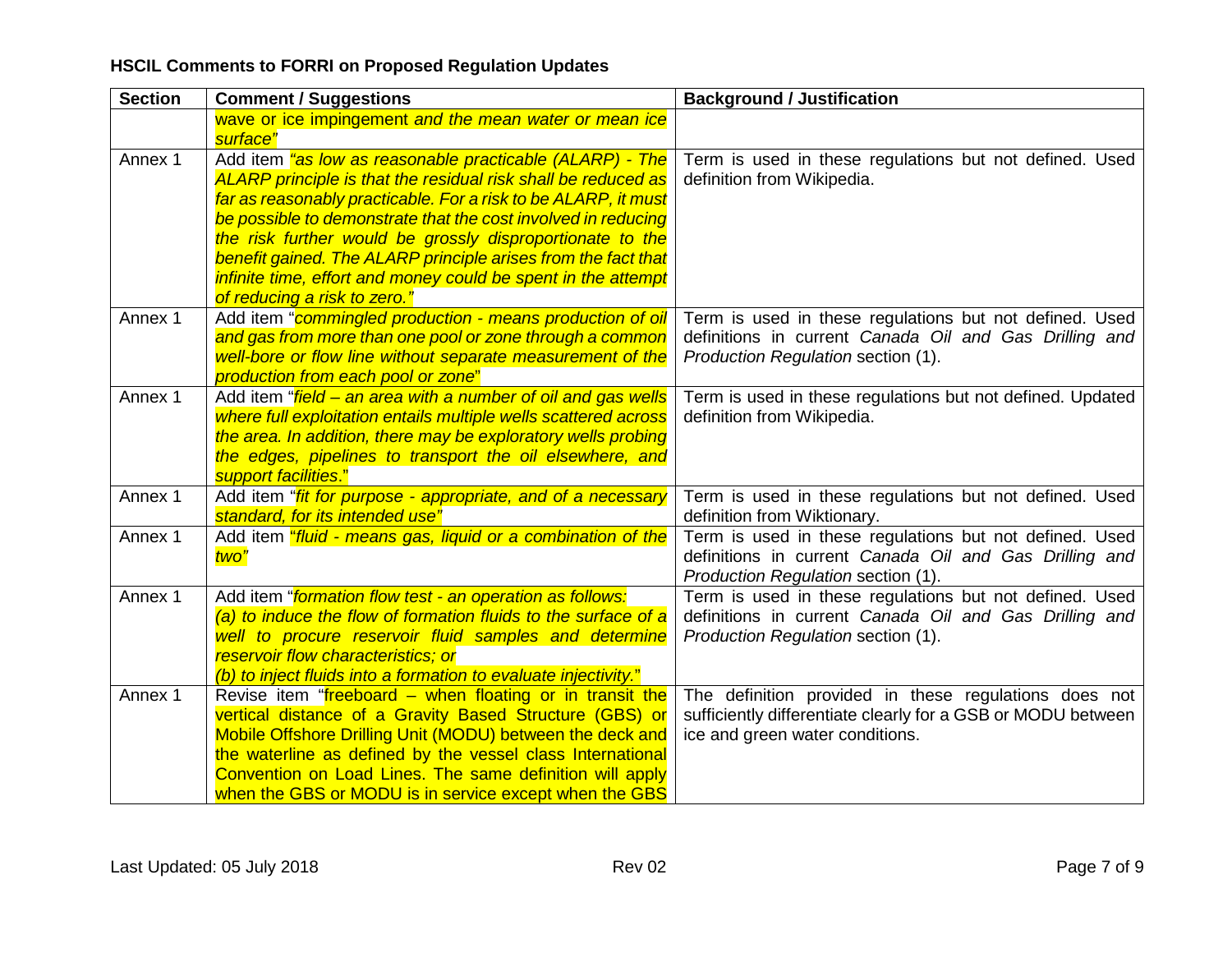**HSCIL Comments to FORRI on Proposed Regulation Updates**

| Section | Comment / Suggestions | Background / Justification |
|---|---|---|
| | wave or ice impingement *and the mean water or mean ice surface"* | |
| Annex 1 | Add item *"as low as reasonable practicable (ALARP) - The ALARP principle is that the residual risk shall be reduced as far as reasonably practicable. For a risk to be ALARP, it must be possible to demonstrate that the cost involved in reducing the risk further would be grossly disproportionate to the benefit gained. The ALARP principle arises from the fact that infinite time, effort and money could be spent in the attempt of reducing a risk to zero."* | Term is used in these regulations but not defined. Used definition from Wikipedia. |
| Annex 1 | Add item "*commingled production - means production of oil and gas from more than one pool or zone through a common well-bore or flow line without separate measurement of the production from each pool or zone*" | Term is used in these regulations but not defined. Used definitions in current *Canada Oil and Gas Drilling and Production Regulation* section (1). |
| Annex 1 | Add item "*field – an area with a number of oil and gas wells where full exploitation entails multiple wells scattered across the area. In addition, there may be exploratory wells probing the edges, pipelines to transport the oil elsewhere, and support facilities*." | Term is used in these regulations but not defined. Updated definition from Wikipedia. |
| Annex 1 | Add item "*fit for purpose - appropriate, and of a necessary standard, for its intended use"* | Term is used in these regulations but not defined. Used definition from Wiktionary. |
| Annex 1 | Add item "*fluid - means gas, liquid or a combination of the two"* | Term is used in these regulations but not defined. Used definitions in current *Canada Oil and Gas Drilling and Production Regulation* section (1). |
| Annex 1 | Add item "*formation flow test - an operation as follows:*<br>*(a) to induce the flow of formation fluids to the surface of a well to procure reservoir fluid samples and determine reservoir flow characteristics; or*<br>*(b) to inject fluids into a formation to evaluate injectivity.*" | Term is used in these regulations but not defined. Used definitions in current *Canada Oil and Gas Drilling and Production Regulation* section (1). |
| Annex 1 | Revise item "freeboard – when floating or in transit the vertical distance of a Gravity Based Structure (GBS) or Mobile Offshore Drilling Unit (MODU) between the deck and the waterline as defined by the vessel class International Convention on Load Lines. The same definition will apply when the GBS or MODU is in service except when the GBS | The definition provided in these regulations does not sufficiently differentiate clearly for a GSB or MODU between ice and green water conditions. |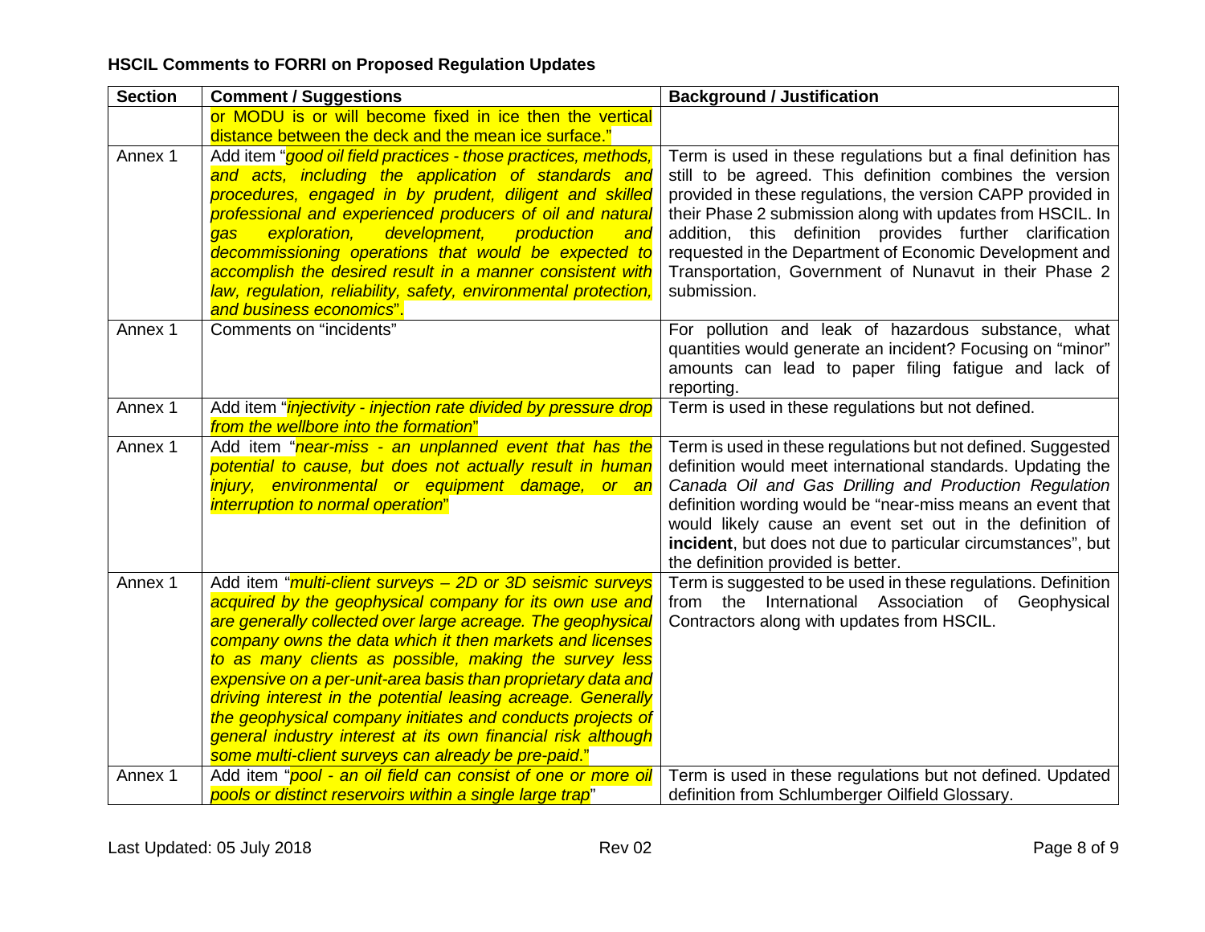## HSCIL Comments to FORRI on Proposed Regulation Updates

| Section | Comment / Suggestions | Background / Justification |
|---|---|---|
| | or MODU is or will become fixed in ice then the vertical distance between the deck and the mean ice surface." | |
| Annex 1 | Add item "*good oil field practices - those practices, methods, and acts, including the application of standards and procedures, engaged in by prudent, diligent and skilled professional and experienced producers of oil and natural gas exploration, development, production and decommissioning operations that would be expected to accomplish the desired result in a manner consistent with law, regulation, reliability, safety, environmental protection, and business economics*". | Term is used in these regulations but a final definition has still to be agreed. This definition combines the version provided in these regulations, the version CAPP provided in their Phase 2 submission along with updates from HSCIL. In addition, this definition provides further clarification requested in the Department of Economic Development and Transportation, Government of Nunavut in their Phase 2 submission. |
| Annex 1 | Comments on "incidents" | For pollution and leak of hazardous substance, what quantities would generate an incident? Focusing on "minor" amounts can lead to paper filing fatigue and lack of reporting. |
| Annex 1 | Add item "*injectivity - injection rate divided by pressure drop from the wellbore into the formation*" | Term is used in these regulations but not defined. |
| Annex 1 | Add item "*near-miss - an unplanned event that has the potential to cause, but does not actually result in human injury, environmental or equipment damage, or an interruption to normal operation*" | Term is used in these regulations but not defined. Suggested definition would meet international standards. Updating the *Canada Oil and Gas Drilling and Production Regulation* definition wording would be "near-miss means an event that would likely cause an event set out in the definition of **incident**, but does not due to particular circumstances", but the definition provided is better. |
| Annex 1 | Add item "*multi-client surveys – 2D or 3D seismic surveys acquired by the geophysical company for its own use and are generally collected over large acreage. The geophysical company owns the data which it then markets and licenses to as many clients as possible, making the survey less expensive on a per-unit-area basis than proprietary data and driving interest in the potential leasing acreage. Generally the geophysical company initiates and conducts projects of general industry interest at its own financial risk although some multi-client surveys can already be pre-paid*." | Term is suggested to be used in these regulations. Definition from the International Association of Geophysical Contractors along with updates from HSCIL. |
| Annex 1 | Add item "*pool - an oil field can consist of one or more oil pools or distinct reservoirs within a single large trap*" | Term is used in these regulations but not defined. Updated definition from Schlumberger Oilfield Glossary. |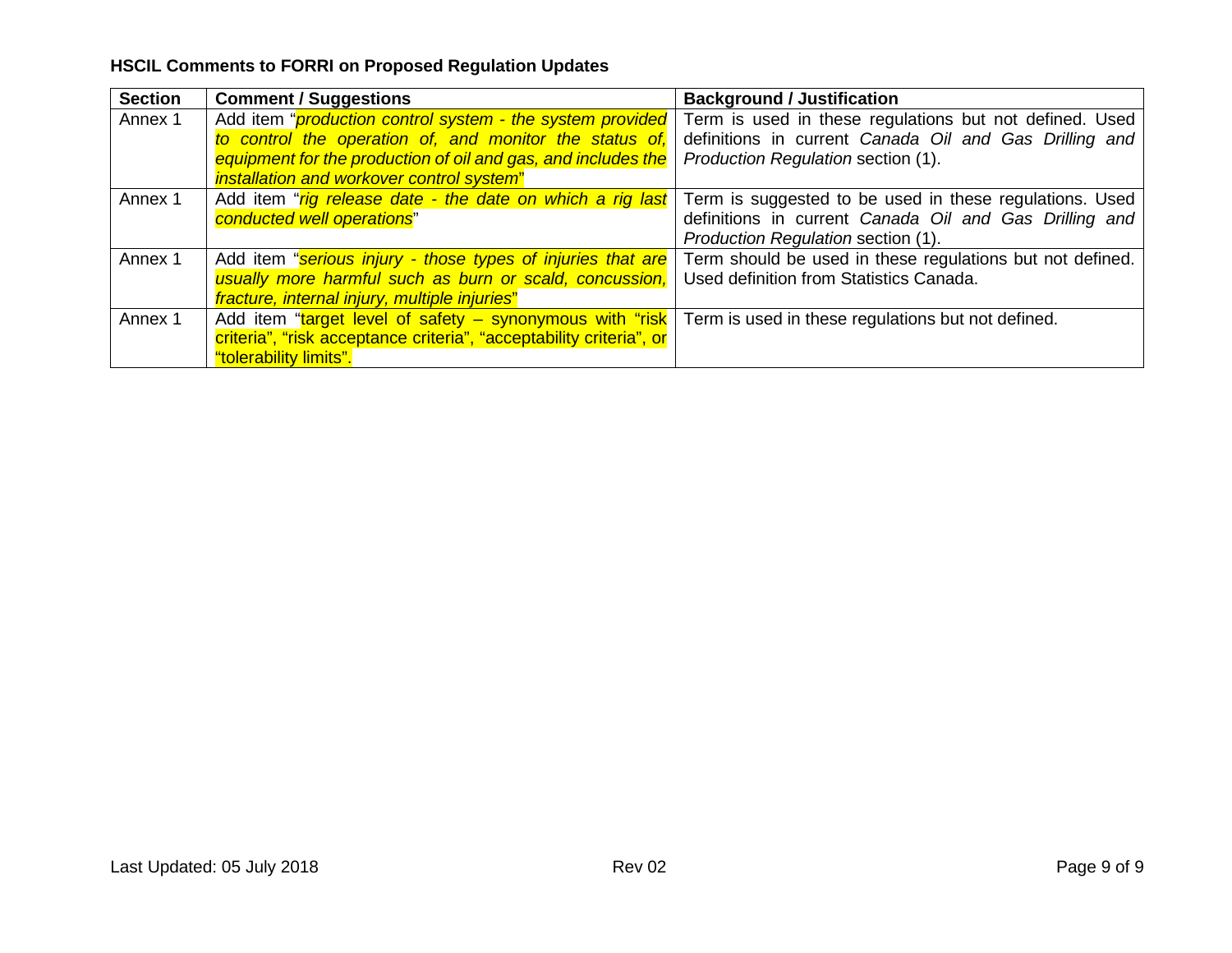**HSCIL Comments to FORRI on Proposed Regulation Updates**

| Section | Comment / Suggestions | Background / Justification |
|---|---|---|
| Annex 1 | Add item "*production control system - the system provided to control the operation of, and monitor the status of, equipment for the production of oil and gas, and includes the installation and workover control system*" | Term is used in these regulations but not defined. Used definitions in current *Canada Oil and Gas Drilling and Production Regulation* section (1). |
| Annex 1 | Add item "*rig release date - the date on which a rig last conducted well operations*" | Term is suggested to be used in these regulations. Used definitions in current *Canada Oil and Gas Drilling and Production Regulation* section (1). |
| Annex 1 | Add item "*serious injury - those types of injuries that are usually more harmful such as burn or scald, concussion, fracture, internal injury, multiple injuries*" | Term should be used in these regulations but not defined. Used definition from Statistics Canada. |
| Annex 1 | Add item "target level of safety – synonymous with "risk criteria", "risk acceptance criteria", "acceptability criteria", or "tolerability limits". | Term is used in these regulations but not defined. |